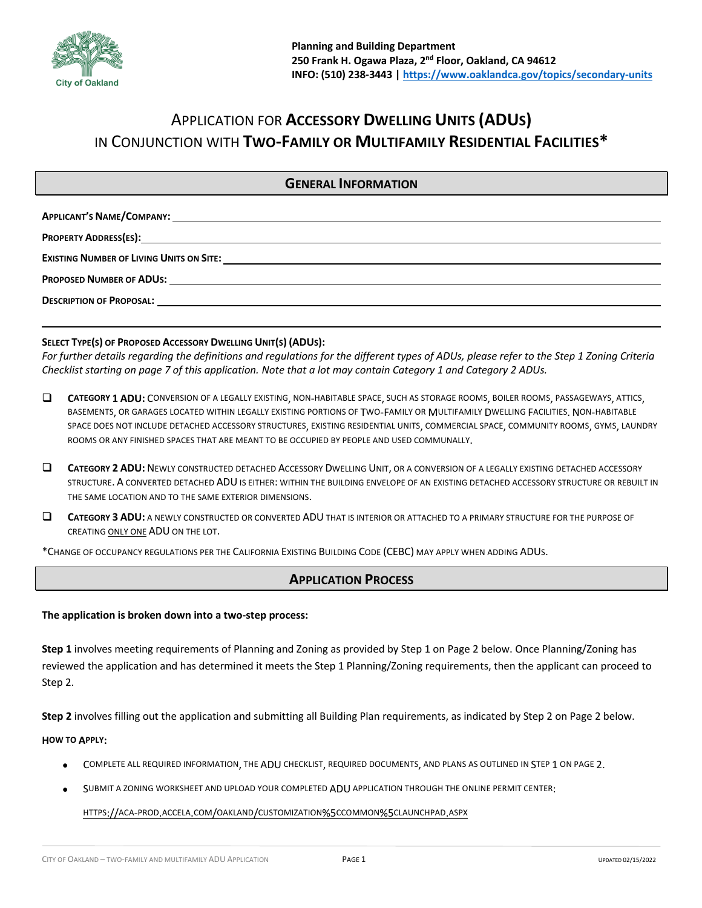City of Oakland

**Planning and Building Department**
**250 Frank H. Ogawa Plaza, 2nd Floor, Oakland, CA 94612**
**INFO: (510) 238-3443 | https://www.oaklandca.gov/topics/secondary-units**

# APPLICATION FOR **ACCESSORY DWELLING UNITS (ADUS)** IN CONJUNCTION WITH **TWO-FAMILY OR MULTIFAMILY RESIDENTIAL FACILITIES***

## GENERAL INFORMATION

**APPLICANT'S NAME/COMPANY:** ______________________________

**PROPERTY ADDRESS(ES):** ______________________________

**EXISTING NUMBER OF LIVING UNITS ON SITE:** ______________________________

**PROPOSED NUMBER OF ADUS:** ______________________________

**DESCRIPTION OF PROPOSAL:** ______________________________

______________________________

**SELECT TYPE(S) OF PROPOSED ACCESSORY DWELLING UNIT(S) (ADUS):**

*For further details regarding the definitions and regulations for the different types of ADUs, please refer to the Step 1 Zoning Criteria Checklist starting on page 7 of this application. Note that a lot may contain Category 1 and Category 2 ADUs.*

- ☐ **CATEGORY 1 ADU:** CONVERSION OF A LEGALLY EXISTING, NON-HABITABLE SPACE, SUCH AS STORAGE ROOMS, BOILER ROOMS, PASSAGEWAYS, ATTICS, BASEMENTS, OR GARAGES LOCATED WITHIN LEGALLY EXISTING PORTIONS OF TWO-FAMILY OR MULTIFAMILY DWELLING FACILITIES. NON-HABITABLE SPACE DOES NOT INCLUDE DETACHED ACCESSORY STRUCTURES, EXISTING RESIDENTIAL UNITS, COMMERCIAL SPACE, COMMUNITY ROOMS, GYMS, LAUNDRY ROOMS OR ANY FINISHED SPACES THAT ARE MEANT TO BE OCCUPIED BY PEOPLE AND USED COMMUNALLY.
- ☐ **CATEGORY 2 ADU:** NEWLY CONSTRUCTED DETACHED ACCESSORY DWELLING UNIT, OR A CONVERSION OF A LEGALLY EXISTING DETACHED ACCESSORY STRUCTURE. A CONVERTED DETACHED ADU IS EITHER: WITHIN THE BUILDING ENVELOPE OF AN EXISTING DETACHED ACCESSORY STRUCTURE OR REBUILT IN THE SAME LOCATION AND TO THE SAME EXTERIOR DIMENSIONS.
- ☐ **CATEGORY 3 ADU:** A NEWLY CONSTRUCTED OR CONVERTED ADU THAT IS INTERIOR OR ATTACHED TO A PRIMARY STRUCTURE FOR THE PURPOSE OF CREATING <u>ONLY ONE</u> ADU ON THE LOT.

*CHANGE OF OCCUPANCY REGULATIONS PER THE CALIFORNIA EXISTING BUILDING CODE (CEBC) MAY APPLY WHEN ADDING ADUS.

## APPLICATION PROCESS

**The application is broken down into a two-step process:**

**Step 1** involves meeting requirements of Planning and Zoning as provided by Step 1 on Page 2 below. Once Planning/Zoning has reviewed the application and has determined it meets the Step 1 Planning/Zoning requirements, then the applicant can proceed to Step 2.

**Step 2** involves filling out the application and submitting all Building Plan requirements, as indicated by Step 2 on Page 2 below.

**HOW TO APPLY:**

- COMPLETE ALL REQUIRED INFORMATION, THE ADU CHECKLIST, REQUIRED DOCUMENTS, AND PLANS AS OUTLINED IN STEP 1 ON PAGE 2.
- SUBMIT A ZONING WORKSHEET AND UPLOAD YOUR COMPLETED ADU APPLICATION THROUGH THE ONLINE PERMIT CENTER:

  HTTPS://ACA-PROD.ACCELA.COM/OAKLAND/CUSTOMIZATION%5CCOMMON%5CLAUNCHPAD.ASPX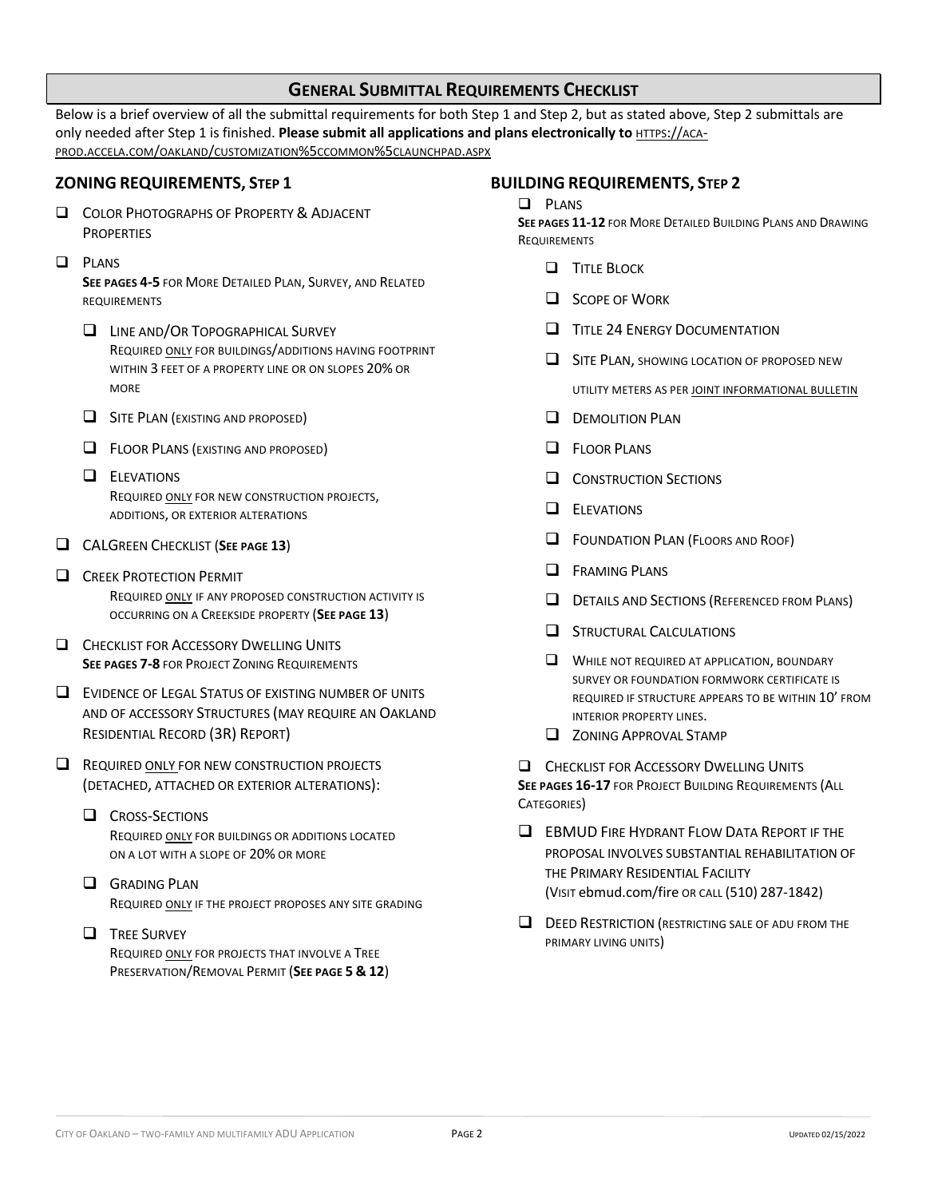## GENERAL SUBMITTAL REQUIREMENTS CHECKLIST

Below is a brief overview of all the submittal requirements for both Step 1 and Step 2, but as stated above, Step 2 submittals are only needed after Step 1 is finished. **Please submit all applications and plans electronically to** HTTPS://ACA-PROD.ACCELA.COM/OAKLAND/CUSTOMIZATION%5CCOMMON%5CLAUNCHPAD.ASPX

### ZONING REQUIREMENTS, STEP 1

- ❑ COLOR PHOTOGRAPHS OF PROPERTY & ADJACENT PROPERTIES
- ❑ PLANS
  **SEE PAGES 4-5** FOR MORE DETAILED PLAN, SURVEY, AND RELATED REQUIREMENTS
  - ❑ LINE AND/OR TOPOGRAPHICAL SURVEY
    REQUIRED ONLY FOR BUILDINGS/ADDITIONS HAVING FOOTPRINT WITHIN 3 FEET OF A PROPERTY LINE OR ON SLOPES 20% OR MORE
  - ❑ SITE PLAN (EXISTING AND PROPOSED)
  - ❑ FLOOR PLANS (EXISTING AND PROPOSED)
  - ❑ ELEVATIONS
    REQUIRED ONLY FOR NEW CONSTRUCTION PROJECTS, ADDITIONS, OR EXTERIOR ALTERATIONS
- ❑ CALGREEN CHECKLIST (**SEE PAGE 13**)
- ❑ CREEK PROTECTION PERMIT
  REQUIRED ONLY IF ANY PROPOSED CONSTRUCTION ACTIVITY IS OCCURRING ON A CREEKSIDE PROPERTY (**SEE PAGE 13**)
- ❑ CHECKLIST FOR ACCESSORY DWELLING UNITS
  **SEE PAGES 7-8** FOR PROJECT ZONING REQUIREMENTS
- ❑ EVIDENCE OF LEGAL STATUS OF EXISTING NUMBER OF UNITS AND OF ACCESSORY STRUCTURES (MAY REQUIRE AN OAKLAND RESIDENTIAL RECORD (3R) REPORT)
- ❑ REQUIRED ONLY FOR NEW CONSTRUCTION PROJECTS (DETACHED, ATTACHED OR EXTERIOR ALTERATIONS):
  - ❑ CROSS-SECTIONS
    REQUIRED ONLY FOR BUILDINGS OR ADDITIONS LOCATED ON A LOT WITH A SLOPE OF 20% OR MORE
  - ❑ GRADING PLAN
    REQUIRED ONLY IF THE PROJECT PROPOSES ANY SITE GRADING
  - ❑ TREE SURVEY
    REQUIRED ONLY FOR PROJECTS THAT INVOLVE A TREE PRESERVATION/REMOVAL PERMIT (**SEE PAGE 5 & 12**)

### BUILDING REQUIREMENTS, STEP 2

- ❑ PLANS
  **SEE PAGES 11-12** FOR MORE DETAILED BUILDING PLANS AND DRAWING REQUIREMENTS
  - ❑ TITLE BLOCK
  - ❑ SCOPE OF WORK
  - ❑ TITLE 24 ENERGY DOCUMENTATION
  - ❑ SITE PLAN, SHOWING LOCATION OF PROPOSED NEW UTILITY METERS AS PER JOINT INFORMATIONAL BULLETIN
  - ❑ DEMOLITION PLAN
  - ❑ FLOOR PLANS
  - ❑ CONSTRUCTION SECTIONS
  - ❑ ELEVATIONS
  - ❑ FOUNDATION PLAN (FLOORS AND ROOF)
  - ❑ FRAMING PLANS
  - ❑ DETAILS AND SECTIONS (REFERENCED FROM PLANS)
  - ❑ STRUCTURAL CALCULATIONS
  - ❑ WHILE NOT REQUIRED AT APPLICATION, BOUNDARY SURVEY OR FOUNDATION FORMWORK CERTIFICATE IS REQUIRED IF STRUCTURE APPEARS TO BE WITHIN 10' FROM INTERIOR PROPERTY LINES.
  - ❑ ZONING APPROVAL STAMP
- ❑ CHECKLIST FOR ACCESSORY DWELLING UNITS
  **SEE PAGES 16-17** FOR PROJECT BUILDING REQUIREMENTS (ALL CATEGORIES)
- ❑ EBMUD FIRE HYDRANT FLOW DATA REPORT IF THE PROPOSAL INVOLVES SUBSTANTIAL REHABILITATION OF THE PRIMARY RESIDENTIAL FACILITY
  (VISIT ebmud.com/fire OR CALL (510) 287-1842)
- ❑ DEED RESTRICTION (RESTRICTING SALE OF ADU FROM THE PRIMARY LIVING UNITS)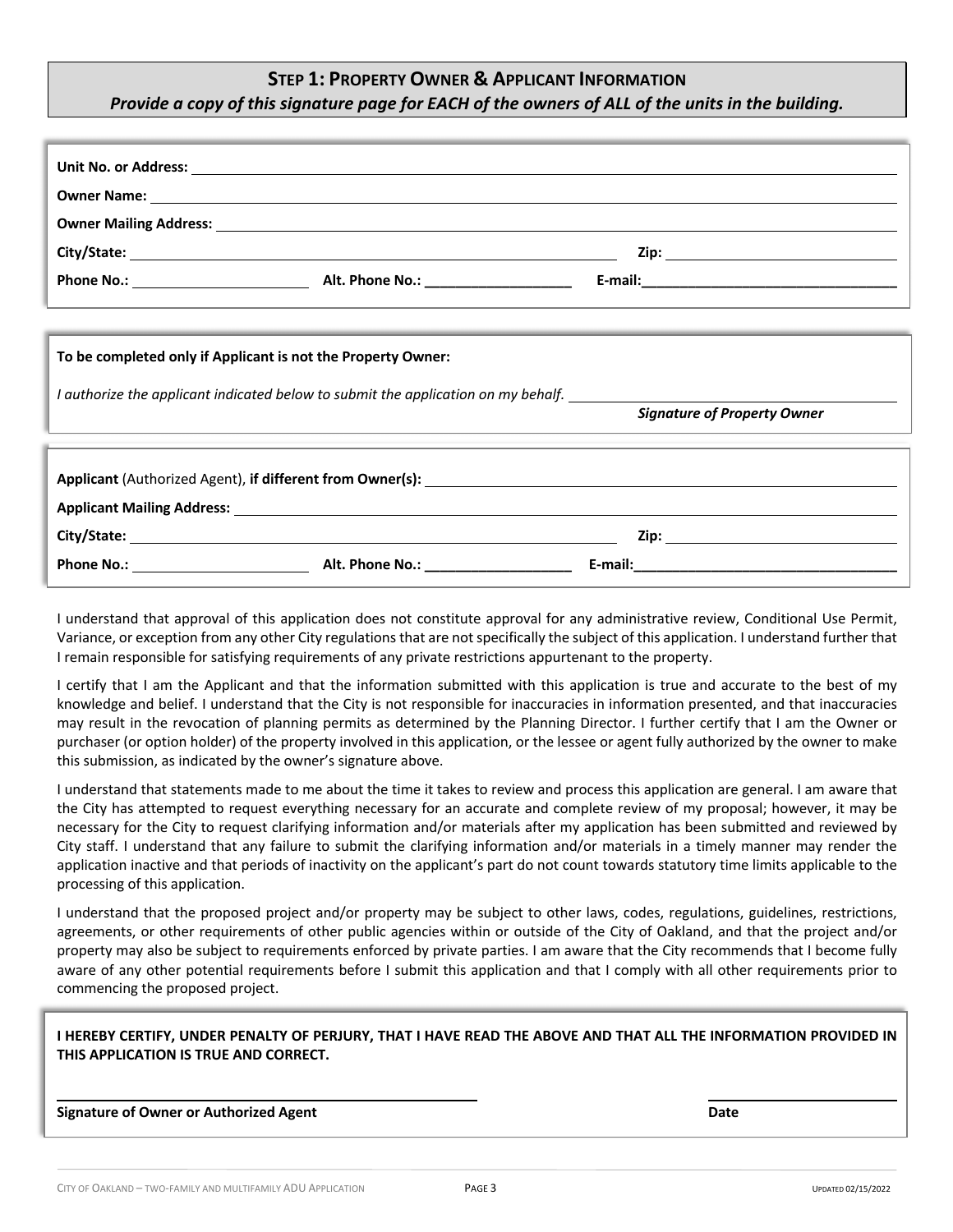## Step 1: Property Owner & Applicant Information

***Provide a copy of this signature page for EACH of the owners of ALL of the units in the building.***

**Unit No. or Address:** ___________________________________________

**Owner Name:** ___________________________________________

**Owner Mailing Address:** ___________________________________________

**City/State:** ___________________________ **Zip:** _______________

**Phone No.:** _______________ **Alt. Phone No.:** _______________ **E-mail:** _______________

**To be completed only if Applicant is not the Property Owner:**

*I authorize the applicant indicated below to submit the application on my behalf.* ___________________________

***Signature of Property Owner***

**Applicant** (Authorized Agent), **if different from Owner(s):** ___________________________________________

**Applicant Mailing Address:** ___________________________________________

**City/State:** ___________________________ **Zip:** _______________

**Phone No.:** _______________ **Alt. Phone No.:** _______________ **E-mail:** _______________

I understand that approval of this application does not constitute approval for any administrative review, Conditional Use Permit, Variance, or exception from any other City regulations that are not specifically the subject of this application. I understand further that I remain responsible for satisfying requirements of any private restrictions appurtenant to the property.

I certify that I am the Applicant and that the information submitted with this application is true and accurate to the best of my knowledge and belief. I understand that the City is not responsible for inaccuracies in information presented, and that inaccuracies may result in the revocation of planning permits as determined by the Planning Director. I further certify that I am the Owner or purchaser (or option holder) of the property involved in this application, or the lessee or agent fully authorized by the owner to make this submission, as indicated by the owner's signature above.

I understand that statements made to me about the time it takes to review and process this application are general. I am aware that the City has attempted to request everything necessary for an accurate and complete review of my proposal; however, it may be necessary for the City to request clarifying information and/or materials after my application has been submitted and reviewed by City staff. I understand that any failure to submit the clarifying information and/or materials in a timely manner may render the application inactive and that periods of inactivity on the applicant's part do not count towards statutory time limits applicable to the processing of this application.

I understand that the proposed project and/or property may be subject to other laws, codes, regulations, guidelines, restrictions, agreements, or other requirements of other public agencies within or outside of the City of Oakland, and that the project and/or property may also be subject to requirements enforced by private parties. I am aware that the City recommends that I become fully aware of any other potential requirements before I submit this application and that I comply with all other requirements prior to commencing the proposed project.

**I HEREBY CERTIFY, UNDER PENALTY OF PERJURY, THAT I HAVE READ THE ABOVE AND THAT ALL THE INFORMATION PROVIDED IN THIS APPLICATION IS TRUE AND CORRECT.**

___________________________________________ _______________

**Signature of Owner or Authorized Agent** **Date**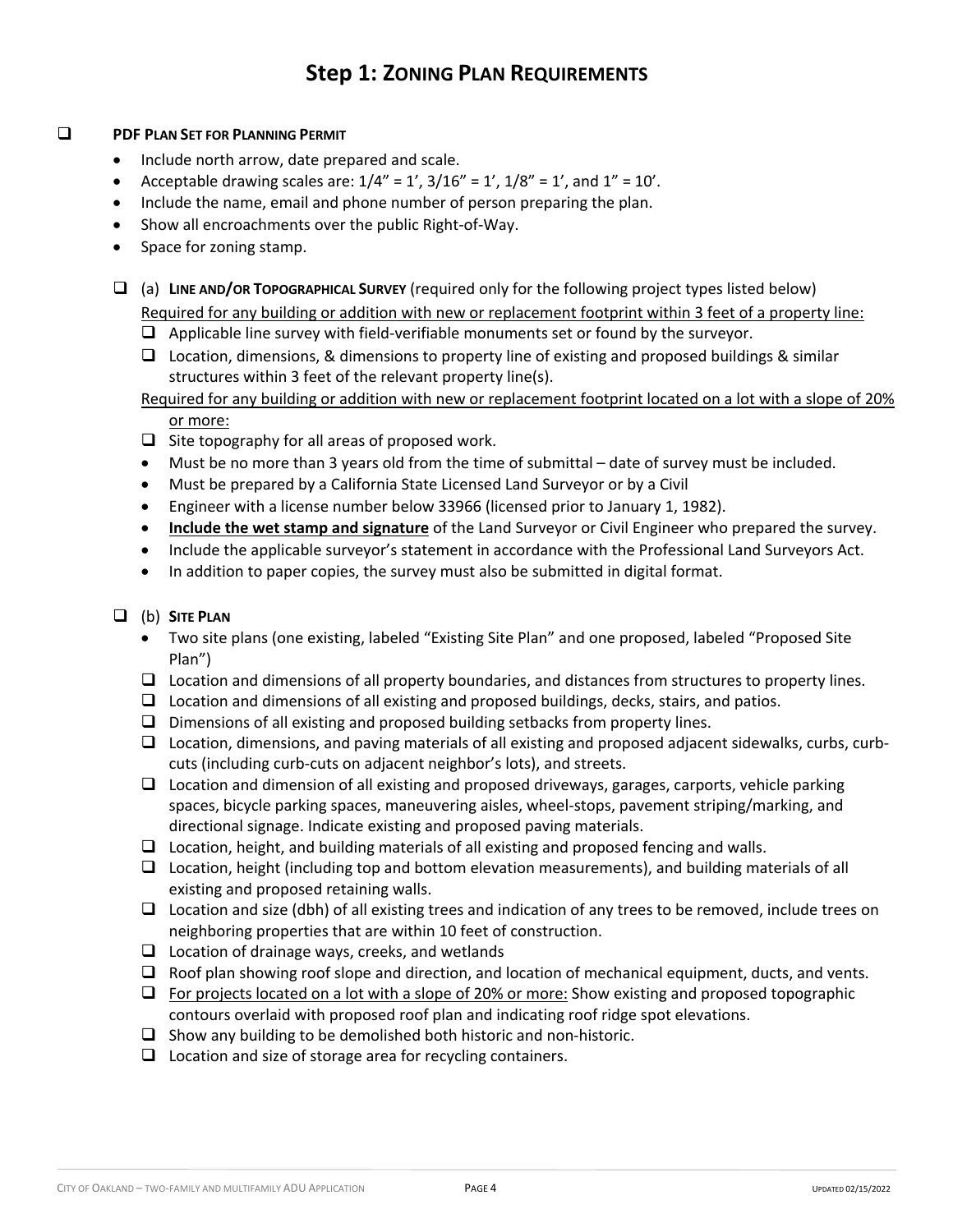# Step 1: Zoning Plan Requirements

- [ ] **PDF Plan Set for Planning Permit**
  - Include north arrow, date prepared and scale.
  - Acceptable drawing scales are: 1/4" = 1', 3/16" = 1', 1/8" = 1', and 1" = 10'.
  - Include the name, email and phone number of person preparing the plan.
  - Show all encroachments over the public Right-of-Way.
  - Space for zoning stamp.

- [ ] (a) **Line and/or Topographical Survey** (required only for the following project types listed below)

  <u>Required for any building or addition with new or replacement footprint within 3 feet of a property line:</u>

  - [ ] Applicable line survey with field-verifiable monuments set or found by the surveyor.
  - [ ] Location, dimensions, & dimensions to property line of existing and proposed buildings & similar structures within 3 feet of the relevant property line(s).

  <u>Required for any building or addition with new or replacement footprint located on a lot with a slope of 20% or more:</u>

  - [ ] Site topography for all areas of proposed work.
  - Must be no more than 3 years old from the time of submittal – date of survey must be included.
  - Must be prepared by a California State Licensed Land Surveyor or by a Civil
  - Engineer with a license number below 33966 (licensed prior to January 1, 1982).
  - **<u>Include the wet stamp and signature</u>** of the Land Surveyor or Civil Engineer who prepared the survey.
  - Include the applicable surveyor's statement in accordance with the Professional Land Surveyors Act.
  - In addition to paper copies, the survey must also be submitted in digital format.

- [ ] (b) **Site Plan**
  - Two site plans (one existing, labeled "Existing Site Plan" and one proposed, labeled "Proposed Site Plan")
  - [ ] Location and dimensions of all property boundaries, and distances from structures to property lines.
  - [ ] Location and dimensions of all existing and proposed buildings, decks, stairs, and patios.
  - [ ] Dimensions of all existing and proposed building setbacks from property lines.
  - [ ] Location, dimensions, and paving materials of all existing and proposed adjacent sidewalks, curbs, curb-cuts (including curb-cuts on adjacent neighbor's lots), and streets.
  - [ ] Location and dimension of all existing and proposed driveways, garages, carports, vehicle parking spaces, bicycle parking spaces, maneuvering aisles, wheel-stops, pavement striping/marking, and directional signage. Indicate existing and proposed paving materials.
  - [ ] Location, height, and building materials of all existing and proposed fencing and walls.
  - [ ] Location, height (including top and bottom elevation measurements), and building materials of all existing and proposed retaining walls.
  - [ ] Location and size (dbh) of all existing trees and indication of any trees to be removed, include trees on neighboring properties that are within 10 feet of construction.
  - [ ] Location of drainage ways, creeks, and wetlands
  - [ ] Roof plan showing roof slope and direction, and location of mechanical equipment, ducts, and vents.
  - [ ] <u>For projects located on a lot with a slope of 20% or more:</u> Show existing and proposed topographic contours overlaid with proposed roof plan and indicating roof ridge spot elevations.
  - [ ] Show any building to be demolished both historic and non-historic.
  - [ ] Location and size of storage area for recycling containers.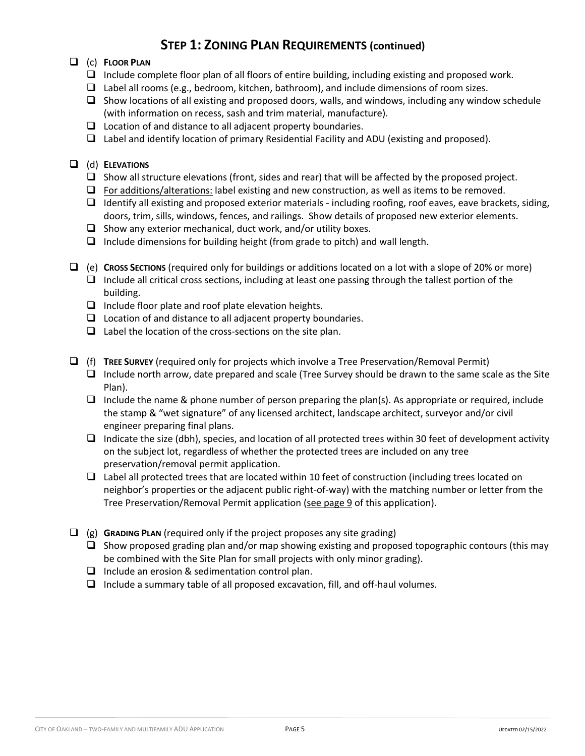## STEP 1: ZONING PLAN REQUIREMENTS (continued)

- ❑ (c) **FLOOR PLAN**
  - ❑ Include complete floor plan of all floors of entire building, including existing and proposed work.
  - ❑ Label all rooms (e.g., bedroom, kitchen, bathroom), and include dimensions of room sizes.
  - ❑ Show locations of all existing and proposed doors, walls, and windows, including any window schedule (with information on recess, sash and trim material, manufacture).
  - ❑ Location of and distance to all adjacent property boundaries.
  - ❑ Label and identify location of primary Residential Facility and ADU (existing and proposed).

- ❑ (d) **ELEVATIONS**
  - ❑ Show all structure elevations (front, sides and rear) that will be affected by the proposed project.
  - ❑ For additions/alterations: label existing and new construction, as well as items to be removed.
  - ❑ Identify all existing and proposed exterior materials - including roofing, roof eaves, eave brackets, siding, doors, trim, sills, windows, fences, and railings. Show details of proposed new exterior elements.
  - ❑ Show any exterior mechanical, duct work, and/or utility boxes.
  - ❑ Include dimensions for building height (from grade to pitch) and wall length.

- ❑ (e) **CROSS SECTIONS** (required only for buildings or additions located on a lot with a slope of 20% or more)
  - ❑ Include all critical cross sections, including at least one passing through the tallest portion of the building.
  - ❑ Include floor plate and roof plate elevation heights.
  - ❑ Location of and distance to all adjacent property boundaries.
  - ❑ Label the location of the cross-sections on the site plan.

- ❑ (f) **TREE SURVEY** (required only for projects which involve a Tree Preservation/Removal Permit)
  - ❑ Include north arrow, date prepared and scale (Tree Survey should be drawn to the same scale as the Site Plan).
  - ❑ Include the name & phone number of person preparing the plan(s). As appropriate or required, include the stamp & "wet signature" of any licensed architect, landscape architect, surveyor and/or civil engineer preparing final plans.
  - ❑ Indicate the size (dbh), species, and location of all protected trees within 30 feet of development activity on the subject lot, regardless of whether the protected trees are included on any tree preservation/removal permit application.
  - ❑ Label all protected trees that are located within 10 feet of construction (including trees located on neighbor's properties or the adjacent public right-of-way) with the matching number or letter from the Tree Preservation/Removal Permit application (see page 9 of this application).

- ❑ (g) **GRADING PLAN** (required only if the project proposes any site grading)
  - ❑ Show proposed grading plan and/or map showing existing and proposed topographic contours (this may be combined with the Site Plan for small projects with only minor grading).
  - ❑ Include an erosion & sedimentation control plan.
  - ❑ Include a summary table of all proposed excavation, fill, and off-haul volumes.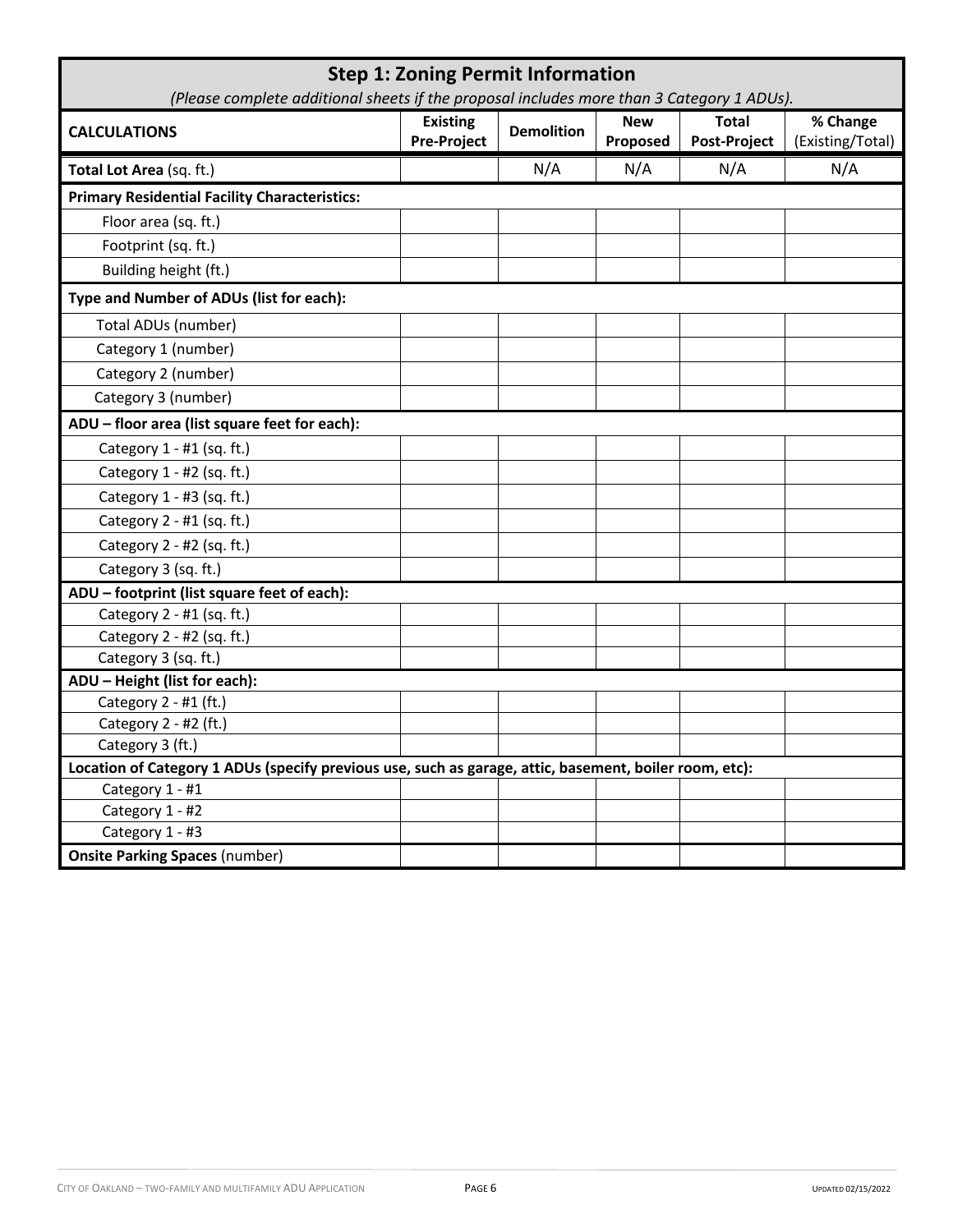## Step 1: Zoning Permit Information

*(Please complete additional sheets if the proposal includes more than 3 Category 1 ADUs).*

| CALCULATIONS | Existing Pre-Project | Demolition | New Proposed | Total Post-Project | % Change (Existing/Total) |
|---|---|---|---|---|---|
| **Total Lot Area** (sq. ft.) | | N/A | N/A | N/A | N/A |
| **Primary Residential Facility Characteristics:** | | | | | |
| Floor area (sq. ft.) | | | | | |
| Footprint (sq. ft.) | | | | | |
| Building height (ft.) | | | | | |
| **Type and Number of ADUs (list for each):** | | | | | |
| Total ADUs (number) | | | | | |
| Category 1 (number) | | | | | |
| Category 2 (number) | | | | | |
| Category 3 (number) | | | | | |
| **ADU – floor area (list square feet for each):** | | | | | |
| Category 1 - #1 (sq. ft.) | | | | | |
| Category 1 - #2 (sq. ft.) | | | | | |
| Category 1 - #3 (sq. ft.) | | | | | |
| Category 2 - #1 (sq. ft.) | | | | | |
| Category 2 - #2 (sq. ft.) | | | | | |
| Category 3 (sq. ft.) | | | | | |
| **ADU – footprint (list square feet of each):** | | | | | |
| Category 2 - #1 (sq. ft.) | | | | | |
| Category 2 - #2 (sq. ft.) | | | | | |
| Category 3 (sq. ft.) | | | | | |
| **ADU – Height (list for each):** | | | | | |
| Category 2 - #1 (ft.) | | | | | |
| Category 2 - #2 (ft.) | | | | | |
| Category 3 (ft.) | | | | | |
| **Location of Category 1 ADUs (specify previous use, such as garage, attic, basement, boiler room, etc):** | | | | | |
| Category 1 - #1 | | | | | |
| Category 1 - #2 | | | | | |
| Category 1 - #3 | | | | | |
| **Onsite Parking Spaces** (number) | | | | | |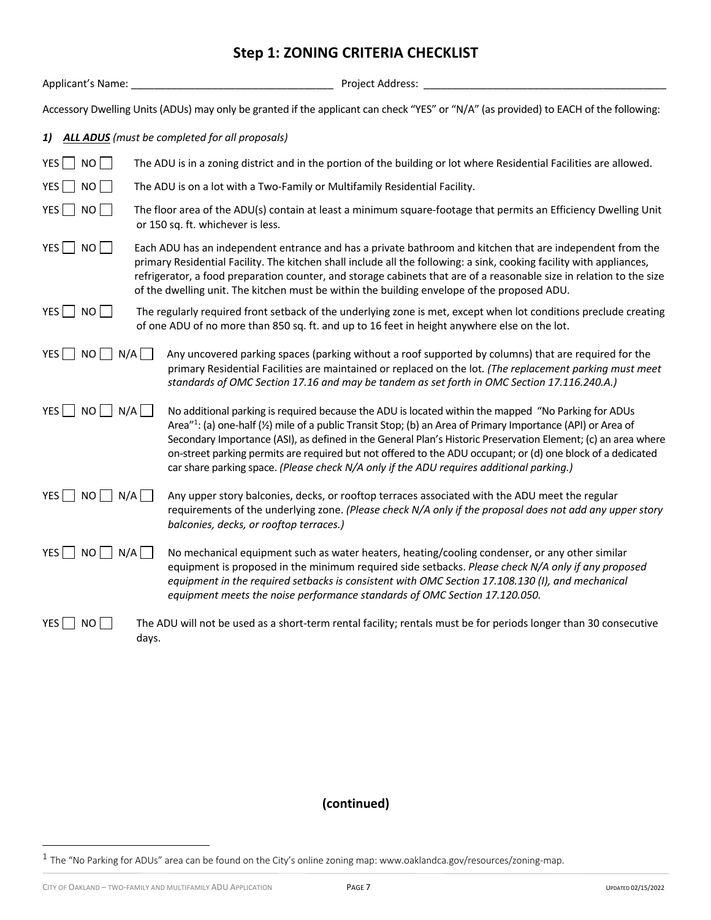# Step 1: ZONING CRITERIA CHECKLIST

Applicant's Name: ___________________________________ Project Address: ___________________________________________

Accessory Dwelling Units (ADUs) may only be granted if the applicant can check "YES" or "N/A" (as provided) to EACH of the following:

***1) ALL ADUS** (must be completed for all proposals)*

YES ☐ NO ☐ The ADU is in a zoning district and in the portion of the building or lot where Residential Facilities are allowed.

YES ☐ NO ☐ The ADU is on a lot with a Two-Family or Multifamily Residential Facility.

YES ☐ NO ☐ The floor area of the ADU(s) contain at least a minimum square-footage that permits an Efficiency Dwelling Unit or 150 sq. ft. whichever is less.

YES ☐ NO ☐ Each ADU has an independent entrance and has a private bathroom and kitchen that are independent from the primary Residential Facility. The kitchen shall include all the following: a sink, cooking facility with appliances, refrigerator, a food preparation counter, and storage cabinets that are of a reasonable size in relation to the size of the dwelling unit. The kitchen must be within the building envelope of the proposed ADU.

YES ☐ NO ☐ The regularly required front setback of the underlying zone is met, except when lot conditions preclude creating of one ADU of no more than 850 sq. ft. and up to 16 feet in height anywhere else on the lot.

YES ☐ NO ☐ N/A ☐ Any uncovered parking spaces (parking without a roof supported by columns) that are required for the primary Residential Facilities are maintained or replaced on the lot. *(The replacement parking must meet standards of OMC Section 17.16 and may be tandem as set forth in OMC Section 17.116.240.A.)*

YES ☐ NO ☐ N/A ☐ No additional parking is required because the ADU is located within the mapped "No Parking for ADUs Area"[1]: (a) one-half (½) mile of a public Transit Stop; (b) an Area of Primary Importance (API) or Area of Secondary Importance (ASI), as defined in the General Plan's Historic Preservation Element; (c) an area where on-street parking permits are required but not offered to the ADU occupant; or (d) one block of a dedicated car share parking space. *(Please check N/A only if the ADU requires additional parking.)*

YES ☐ NO ☐ N/A ☐ Any upper story balconies, decks, or rooftop terraces associated with the ADU meet the regular requirements of the underlying zone. *(Please check N/A only if the proposal does not add any upper story balconies, decks, or rooftop terraces.)*

YES ☐ NO ☐ N/A ☐ No mechanical equipment such as water heaters, heating/cooling condenser, or any other similar equipment is proposed in the minimum required side setbacks. *Please check N/A only if any proposed equipment in the required setbacks is consistent with OMC Section 17.108.130 (I), and mechanical equipment meets the noise performance standards of OMC Section 17.120.050.*

YES ☐ NO ☐ The ADU will not be used as a short-term rental facility; rentals must be for periods longer than 30 consecutive days.

**(continued)**

---

[1] The "No Parking for ADUs" area can be found on the City's online zoning map: www.oaklandca.gov/resources/zoning-map.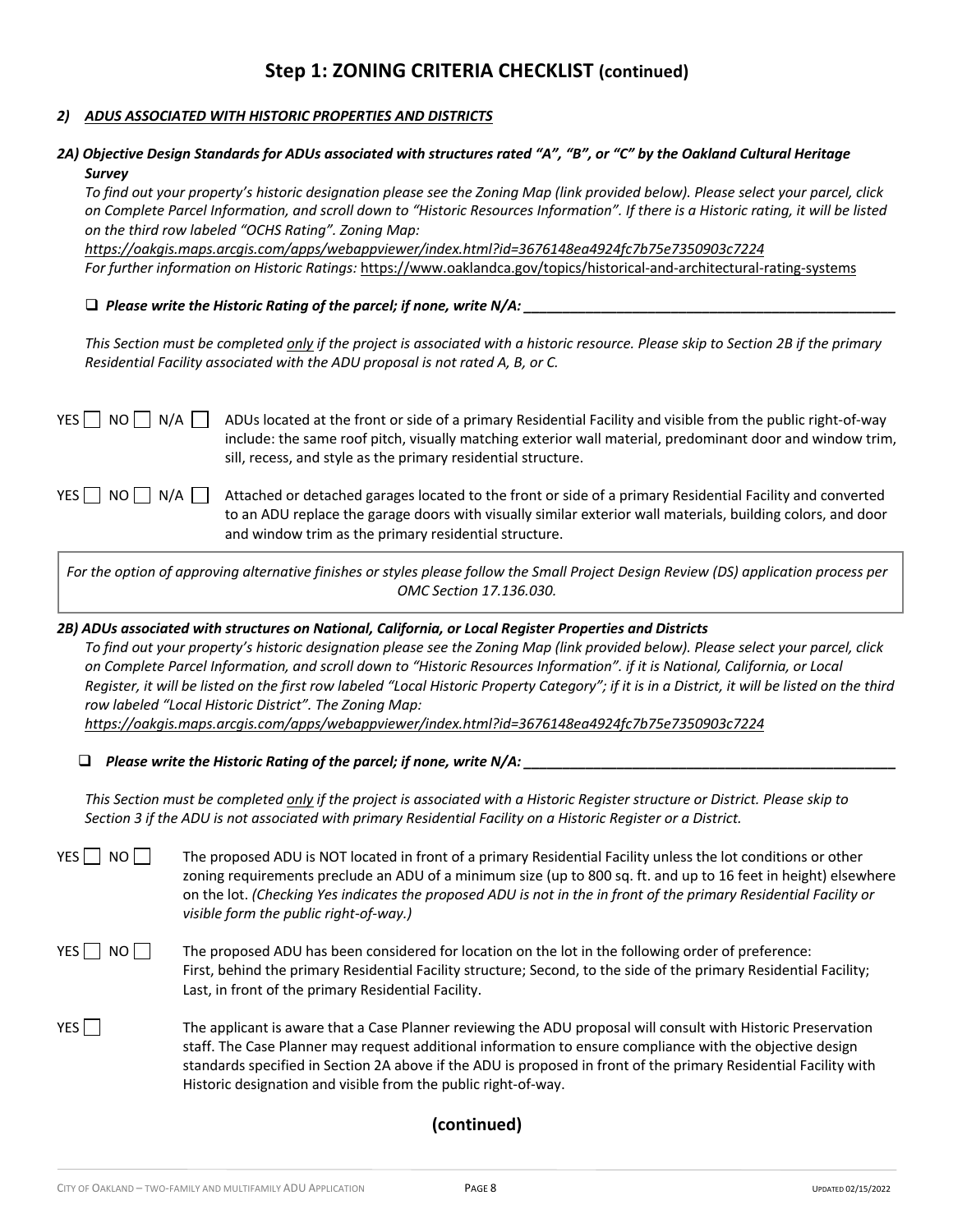# Step 1: ZONING CRITERIA CHECKLIST (continued)

## *2) ADUS ASSOCIATED WITH HISTORIC PROPERTIES AND DISTRICTS*

### *2A) Objective Design Standards for ADUs associated with structures rated "A", "B", or "C" by the Oakland Cultural Heritage Survey*

*To find out your property's historic designation please see the Zoning Map (link provided below). Please select your parcel, click on Complete Parcel Information, and scroll down to "Historic Resources Information". If there is a Historic rating, it will be listed on the third row labeled "OCHS Rating". Zoning Map:*
*https://oakgis.maps.arcgis.com/apps/webappviewer/index.html?id=3676148ea4924fc7b75e7350903c7224*
*For further information on Historic Ratings:* https://www.oaklandca.gov/topics/historical-and-architectural-rating-systems

❑ ***Please write the Historic Rating of the parcel; if none, write N/A:*** ______________________________

*This Section must be completed only if the project is associated with a historic resource. Please skip to Section 2B if the primary Residential Facility associated with the ADU proposal is not rated A, B, or C.*

YES ☐ NO ☐ N/A ☐ ADUs located at the front or side of a primary Residential Facility and visible from the public right-of-way include: the same roof pitch, visually matching exterior wall material, predominant door and window trim, sill, recess, and style as the primary residential structure.

YES ☐ NO ☐ N/A ☐ Attached or detached garages located to the front or side of a primary Residential Facility and converted to an ADU replace the garage doors with visually similar exterior wall materials, building colors, and door and window trim as the primary residential structure.

*For the option of approving alternative finishes or styles please follow the Small Project Design Review (DS) application process per OMC Section 17.136.030.*

### *2B) ADUs associated with structures on National, California, or Local Register Properties and Districts*

*To find out your property's historic designation please see the Zoning Map (link provided below). Please select your parcel, click on Complete Parcel Information, and scroll down to "Historic Resources Information". if it is National, California, or Local Register, it will be listed on the first row labeled "Local Historic Property Category"; if it is in a District, it will be listed on the third row labeled "Local Historic District". The Zoning Map:*
*https://oakgis.maps.arcgis.com/apps/webappviewer/index.html?id=3676148ea4924fc7b75e7350903c7224*

❑ ***Please write the Historic Rating of the parcel; if none, write N/A:*** ______________________________

*This Section must be completed only if the project is associated with a Historic Register structure or District. Please skip to Section 3 if the ADU is not associated with primary Residential Facility on a Historic Register or a District.*

YES ☐ NO ☐ The proposed ADU is NOT located in front of a primary Residential Facility unless the lot conditions or other zoning requirements preclude an ADU of a minimum size (up to 800 sq. ft. and up to 16 feet in height) elsewhere on the lot. *(Checking Yes indicates the proposed ADU is not in the in front of the primary Residential Facility or visible form the public right-of-way.)*

YES ☐ NO ☐ The proposed ADU has been considered for location on the lot in the following order of preference: First, behind the primary Residential Facility structure; Second, to the side of the primary Residential Facility; Last, in front of the primary Residential Facility.

YES ☐ The applicant is aware that a Case Planner reviewing the ADU proposal will consult with Historic Preservation staff. The Case Planner may request additional information to ensure compliance with the objective design standards specified in Section 2A above if the ADU is proposed in front of the primary Residential Facility with Historic designation and visible from the public right-of-way.

**(continued)**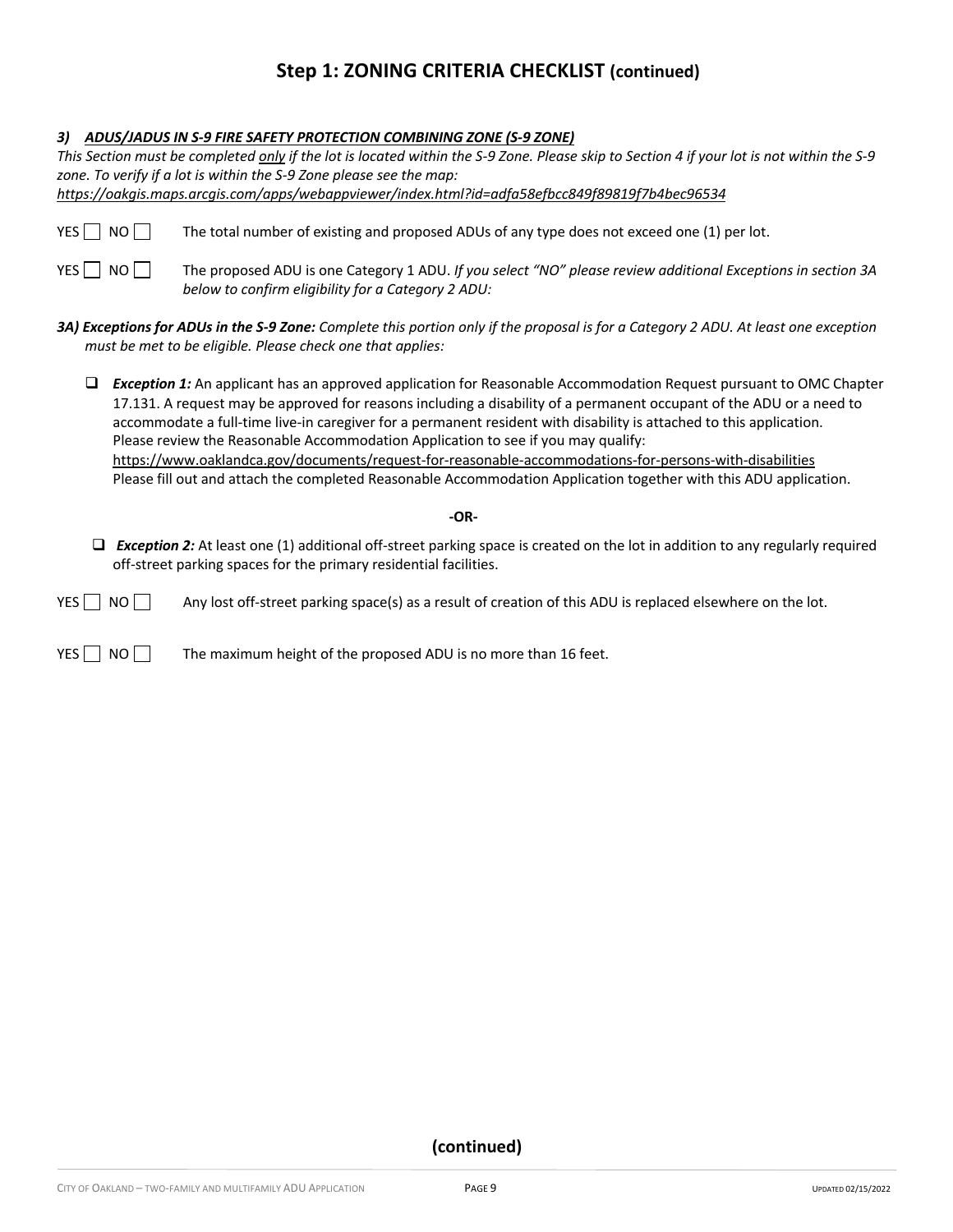## Step 1: ZONING CRITERIA CHECKLIST (continued)

***3) ADUS/JADUS IN S-9 FIRE SAFETY PROTECTION COMBINING ZONE (S-9 ZONE)***

*This Section must be completed only if the lot is located within the S-9 Zone. Please skip to Section 4 if your lot is not within the S-9 zone. To verify if a lot is within the S-9 Zone please see the map:* *https://oakgis.maps.arcgis.com/apps/webappviewer/index.html?id=adfa58efbcc849f89819f7b4bec96534*

YES ☐ NO ☐ The total number of existing and proposed ADUs of any type does not exceed one (1) per lot.

YES ☐ NO ☐ The proposed ADU is one Category 1 ADU. *If you select "NO" please review additional Exceptions in section 3A below to confirm eligibility for a Category 2 ADU:*

***3A) Exceptions for ADUs in the S-9 Zone:*** *Complete this portion only if the proposal is for a Category 2 ADU. At least one exception must be met to be eligible. Please check one that applies:*

- ☐ ***Exception 1:*** An applicant has an approved application for Reasonable Accommodation Request pursuant to OMC Chapter 17.131. A request may be approved for reasons including a disability of a permanent occupant of the ADU or a need to accommodate a full-time live-in caregiver for a permanent resident with disability is attached to this application. Please review the Reasonable Accommodation Application to see if you may qualify: https://www.oaklandca.gov/documents/request-for-reasonable-accommodations-for-persons-with-disabilities Please fill out and attach the completed Reasonable Accommodation Application together with this ADU application.

**-OR-**

- ☐ ***Exception 2:*** At least one (1) additional off-street parking space is created on the lot in addition to any regularly required off-street parking spaces for the primary residential facilities.

YES ☐ NO ☐ Any lost off-street parking space(s) as a result of creation of this ADU is replaced elsewhere on the lot.

YES ☐ NO ☐ The maximum height of the proposed ADU is no more than 16 feet.

**(continued)**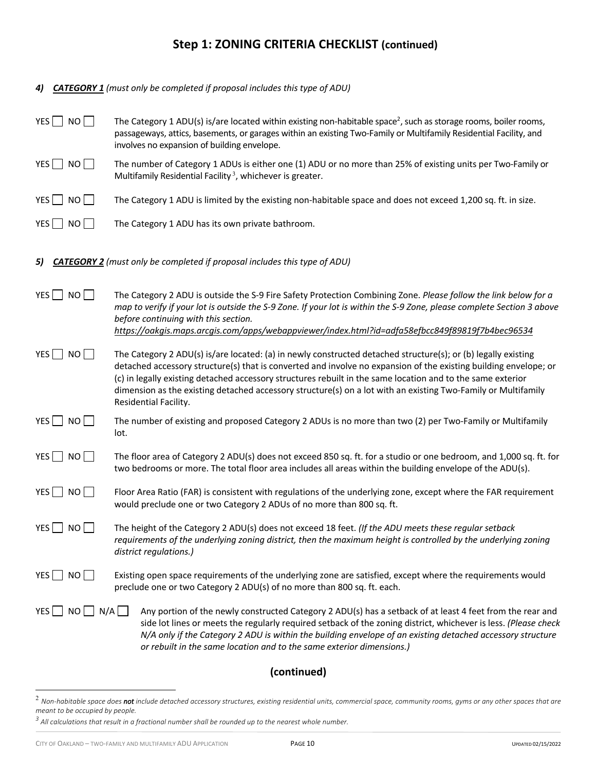## Step 1: ZONING CRITERIA CHECKLIST (continued)

***4) CATEGORY 1** (must only be completed if proposal includes this type of ADU)*

YES ☐ NO ☐ The Category 1 ADU(s) is/are located within existing non-habitable space[2], such as storage rooms, boiler rooms, passageways, attics, basements, or garages within an existing Two-Family or Multifamily Residential Facility, and involves no expansion of building envelope.

YES ☐ NO ☐ The number of Category 1 ADUs is either one (1) ADU or no more than 25% of existing units per Two-Family or Multifamily Residential Facility[3], whichever is greater.

YES ☐ NO ☐ The Category 1 ADU is limited by the existing non-habitable space and does not exceed 1,200 sq. ft. in size.

YES ☐ NO ☐ The Category 1 ADU has its own private bathroom.

***5) CATEGORY 2** (must only be completed if proposal includes this type of ADU)*

YES ☐ NO ☐ The Category 2 ADU is outside the S-9 Fire Safety Protection Combining Zone. *Please follow the link below for a map to verify if your lot is outside the S-9 Zone. If your lot is within the S-9 Zone, please complete Section 3 above before continuing with this section.*
*https://oakgis.maps.arcgis.com/apps/webappviewer/index.html?id=adfa58efbcc849f89819f7b4bec96534*

YES ☐ NO ☐ The Category 2 ADU(s) is/are located: (a) in newly constructed detached structure(s); or (b) legally existing detached accessory structure(s) that is converted and involve no expansion of the existing building envelope; or (c) in legally existing detached accessory structures rebuilt in the same location and to the same exterior dimension as the existing detached accessory structure(s) on a lot with an existing Two-Family or Multifamily Residential Facility.

YES ☐ NO ☐ The number of existing and proposed Category 2 ADUs is no more than two (2) per Two-Family or Multifamily lot.

YES ☐ NO ☐ The floor area of Category 2 ADU(s) does not exceed 850 sq. ft. for a studio or one bedroom, and 1,000 sq. ft. for two bedrooms or more. The total floor area includes all areas within the building envelope of the ADU(s).

YES ☐ NO ☐ Floor Area Ratio (FAR) is consistent with regulations of the underlying zone, except where the FAR requirement would preclude one or two Category 2 ADUs of no more than 800 sq. ft.

YES ☐ NO ☐ The height of the Category 2 ADU(s) does not exceed 18 feet. *(If the ADU meets these regular setback requirements of the underlying zoning district, then the maximum height is controlled by the underlying zoning district regulations.)*

YES ☐ NO ☐ Existing open space requirements of the underlying zone are satisfied, except where the requirements would preclude one or two Category 2 ADU(s) of no more than 800 sq. ft. each.

YES ☐ NO ☐ N/A ☐ Any portion of the newly constructed Category 2 ADU(s) has a setback of at least 4 feet from the rear and side lot lines or meets the regularly required setback of the zoning district, whichever is less. *(Please check N/A only if the Category 2 ADU is within the building envelope of an existing detached accessory structure or rebuilt in the same location and to the same exterior dimensions.)*

**(continued)**

---

[2] *Non-habitable space does **not** include detached accessory structures, existing residential units, commercial space, community rooms, gyms or any other spaces that are meant to be occupied by people.*

[3] *All calculations that result in a fractional number shall be rounded up to the nearest whole number.*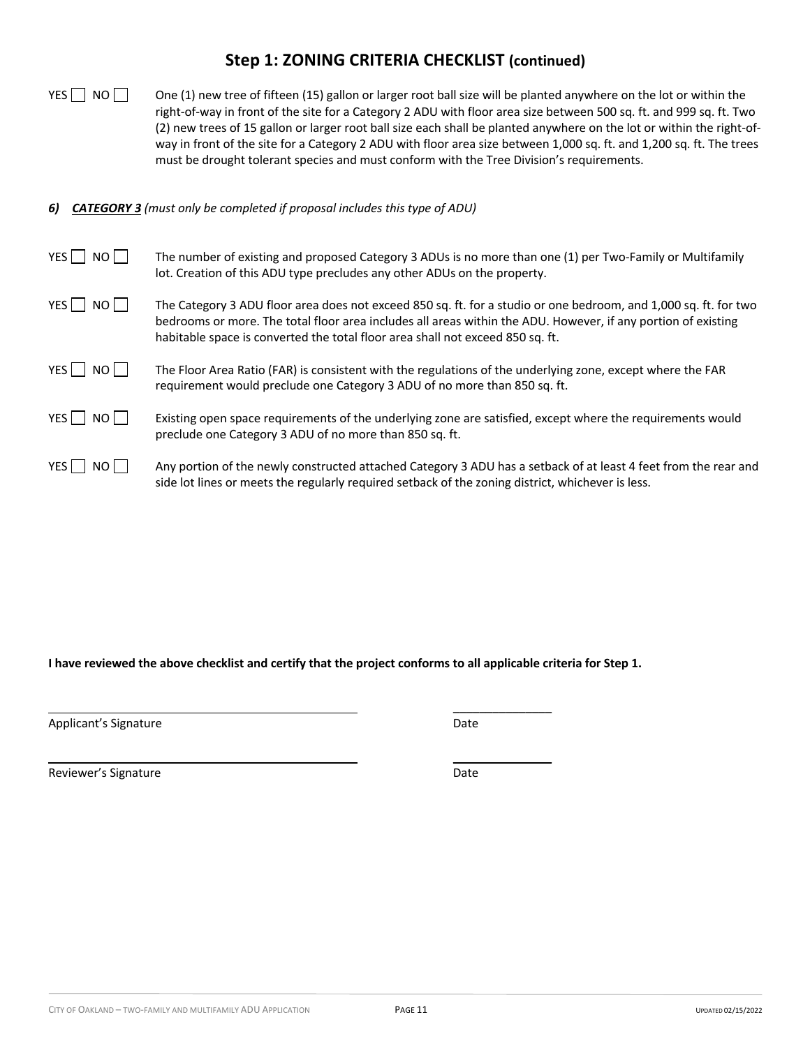## Step 1: ZONING CRITERIA CHECKLIST (continued)

YES ☐ NO ☐ One (1) new tree of fifteen (15) gallon or larger root ball size will be planted anywhere on the lot or within the right-of-way in front of the site for a Category 2 ADU with floor area size between 500 sq. ft. and 999 sq. ft. Two (2) new trees of 15 gallon or larger root ball size each shall be planted anywhere on the lot or within the right-of-way in front of the site for a Category 2 ADU with floor area size between 1,000 sq. ft. and 1,200 sq. ft. The trees must be drought tolerant species and must conform with the Tree Division's requirements.

***6) <u>CATEGORY 3</u>*** *(must only be completed if proposal includes this type of ADU)*

YES ☐ NO ☐ The number of existing and proposed Category 3 ADUs is no more than one (1) per Two-Family or Multifamily lot. Creation of this ADU type precludes any other ADUs on the property.

YES ☐ NO ☐ The Category 3 ADU floor area does not exceed 850 sq. ft. for a studio or one bedroom, and 1,000 sq. ft. for two bedrooms or more. The total floor area includes all areas within the ADU. However, if any portion of existing habitable space is converted the total floor area shall not exceed 850 sq. ft.

YES ☐ NO ☐ The Floor Area Ratio (FAR) is consistent with the regulations of the underlying zone, except where the FAR requirement would preclude one Category 3 ADU of no more than 850 sq. ft.

YES ☐ NO ☐ Existing open space requirements of the underlying zone are satisfied, except where the requirements would preclude one Category 3 ADU of no more than 850 sq. ft.

YES ☐ NO ☐ Any portion of the newly constructed attached Category 3 ADU has a setback of at least 4 feet from the rear and side lot lines or meets the regularly required setback of the zoning district, whichever is less.

**I have reviewed the above checklist and certify that the project conforms to all applicable criteria for Step 1.**

\_\_\_\_\_\_\_\_\_\_\_\_\_\_\_\_\_\_\_\_\_\_\_\_\_\_\_\_\_\_\_\_\_\_\_\_\_\_\_\_ \_\_\_\_\_\_\_\_\_\_\_\_\_\_\_\_

Applicant's Signature Date

\_\_\_\_\_\_\_\_\_\_\_\_\_\_\_\_\_\_\_\_\_\_\_\_\_\_\_\_\_\_\_\_\_\_\_\_\_\_\_\_ \_\_\_\_\_\_\_\_\_\_\_\_\_\_\_\_

Reviewer's Signature Date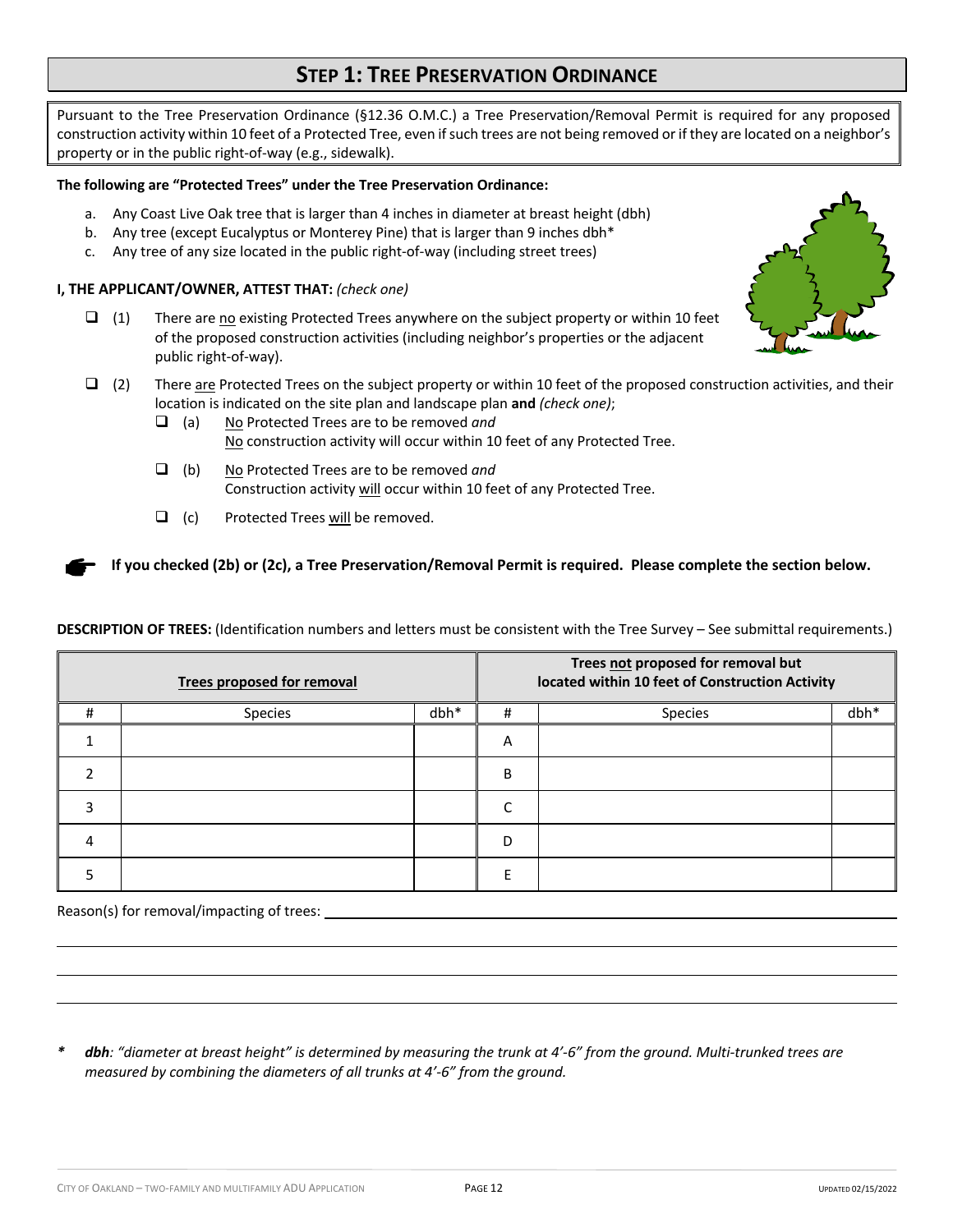# STEP 1: TREE PRESERVATION ORDINANCE

Pursuant to the Tree Preservation Ordinance (§12.36 O.M.C.) a Tree Preservation/Removal Permit is required for any proposed construction activity within 10 feet of a Protected Tree, even if such trees are not being removed or if they are located on a neighbor's property or in the public right-of-way (e.g., sidewalk).

**The following are "Protected Trees" under the Tree Preservation Ordinance:**

a. Any Coast Live Oak tree that is larger than 4 inches in diameter at breast height (dbh)
b. Any tree (except Eucalyptus or Monterey Pine) that is larger than 9 inches dbh*
c. Any tree of any size located in the public right-of-way (including street trees)

**I, THE APPLICANT/OWNER, ATTEST THAT:** *(check one)*

- ☐ (1) There are no existing Protected Trees anywhere on the subject property or within 10 feet of the proposed construction activities (including neighbor's properties or the adjacent public right-of-way).
- ☐ (2) There are Protected Trees on the subject property or within 10 feet of the proposed construction activities, and their location is indicated on the site plan and landscape plan **and** *(check one)*;
  - ☐ (a) No Protected Trees are to be removed *and* No construction activity will occur within 10 feet of any Protected Tree.
  - ☐ (b) No Protected Trees are to be removed *and* Construction activity will occur within 10 feet of any Protected Tree.
  - ☐ (c) Protected Trees will be removed.

☛ **If you checked (2b) or (2c), a Tree Preservation/Removal Permit is required. Please complete the section below.**

**DESCRIPTION OF TREES:** (Identification numbers and letters must be consistent with the Tree Survey – See submittal requirements.)

| Trees proposed for removal | | | Trees not proposed for removal but located within 10 feet of Construction Activity | | |
|---|---|---|---|---|---|
| # | Species | dbh* | # | Species | dbh* |
| 1 | | | A | | |
| 2 | | | B | | |
| 3 | | | C | | |
| 4 | | | D | | |
| 5 | | | E | | |

Reason(s) for removal/impacting of trees: ______________________________________________

______________________________________________

______________________________________________

______________________________________________

\* ***dbh**: "diameter at breast height" is determined by measuring the trunk at 4'-6" from the ground. Multi-trunked trees are measured by combining the diameters of all trunks at 4'-6" from the ground.*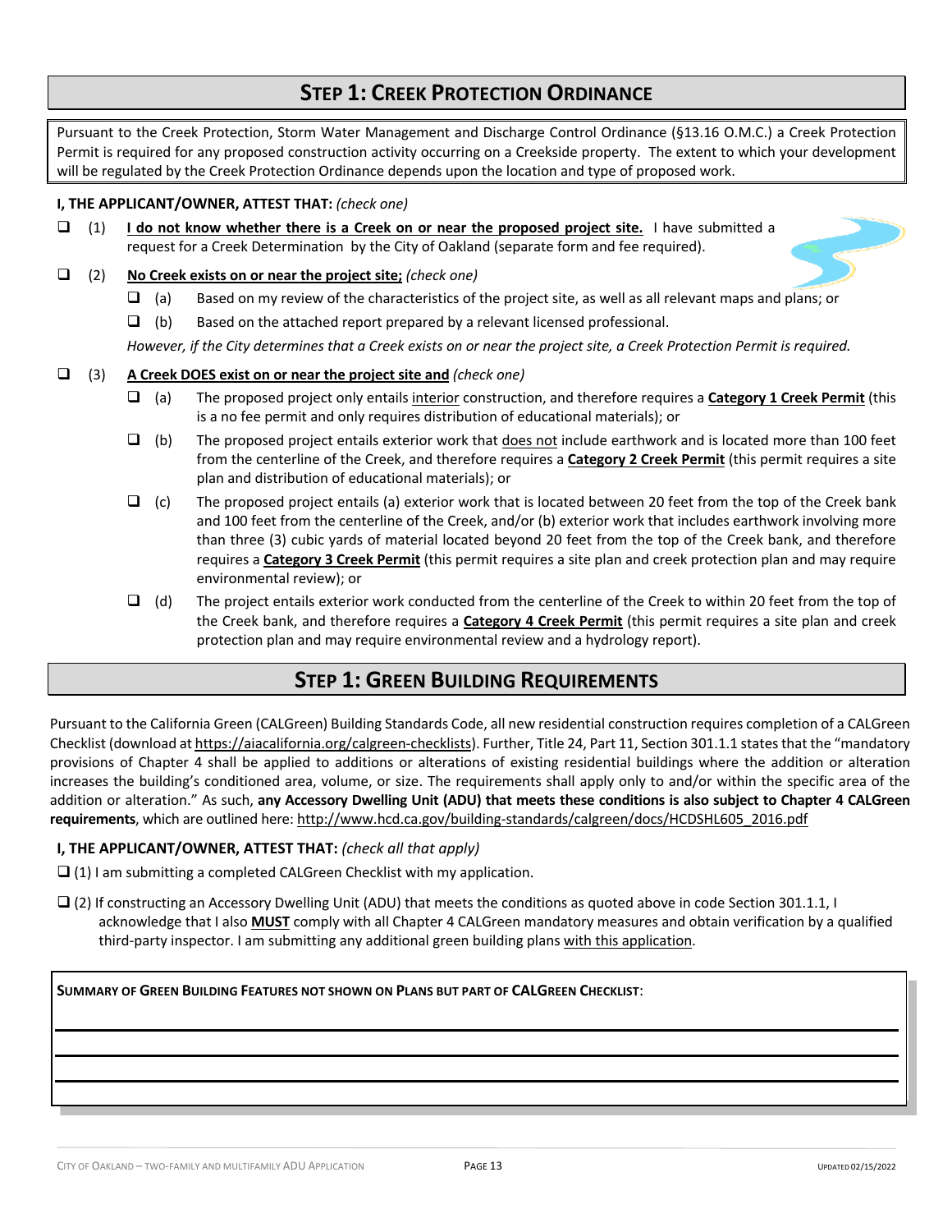## STEP 1: CREEK PROTECTION ORDINANCE

Pursuant to the Creek Protection, Storm Water Management and Discharge Control Ordinance (§13.16 O.M.C.) a Creek Protection Permit is required for any proposed construction activity occurring on a Creekside property. The extent to which your development will be regulated by the Creek Protection Ordinance depends upon the location and type of proposed work.

**I, THE APPLICANT/OWNER, ATTEST THAT:** *(check one)*

- ❑ (1) **I do not know whether there is a Creek on or near the proposed project site.** I have submitted a request for a Creek Determination by the City of Oakland (separate form and fee required).
- ❑ (2) **No Creek exists on or near the project site;** *(check one)*
  - ❑ (a) Based on my review of the characteristics of the project site, as well as all relevant maps and plans; or
  - ❑ (b) Based on the attached report prepared by a relevant licensed professional.

  *However, if the City determines that a Creek exists on or near the project site, a Creek Protection Permit is required.*
- ❑ (3) **A Creek DOES exist on or near the project site and** *(check one)*
  - ❑ (a) The proposed project only entails interior construction, and therefore requires a **Category 1 Creek Permit** (this is a no fee permit and only requires distribution of educational materials); or
  - ❑ (b) The proposed project entails exterior work that does not include earthwork and is located more than 100 feet from the centerline of the Creek, and therefore requires a **Category 2 Creek Permit** (this permit requires a site plan and distribution of educational materials); or
  - ❑ (c) The proposed project entails (a) exterior work that is located between 20 feet from the top of the Creek bank and 100 feet from the centerline of the Creek, and/or (b) exterior work that includes earthwork involving more than three (3) cubic yards of material located beyond 20 feet from the top of the Creek bank, and therefore requires a **Category 3 Creek Permit** (this permit requires a site plan and creek protection plan and may require environmental review); or
  - ❑ (d) The project entails exterior work conducted from the centerline of the Creek to within 20 feet from the top of the Creek bank, and therefore requires a **Category 4 Creek Permit** (this permit requires a site plan and creek protection plan and may require environmental review and a hydrology report).

## STEP 1: GREEN BUILDING REQUIREMENTS

Pursuant to the California Green (CALGreen) Building Standards Code, all new residential construction requires completion of a CALGreen Checklist (download at https://aiacalifornia.org/calgreen-checklists). Further, Title 24, Part 11, Section 301.1.1 states that the "mandatory provisions of Chapter 4 shall be applied to additions or alterations of existing residential buildings where the addition or alteration increases the building's conditioned area, volume, or size. The requirements shall apply only to and/or within the specific area of the addition or alteration." As such, **any Accessory Dwelling Unit (ADU) that meets these conditions is also subject to Chapter 4 CALGreen requirements**, which are outlined here: http://www.hcd.ca.gov/building-standards/calgreen/docs/HCDSHL605_2016.pdf

**I, THE APPLICANT/OWNER, ATTEST THAT:** *(check all that apply)*

❑ (1) I am submitting a completed CALGreen Checklist with my application.

❑ (2) If constructing an Accessory Dwelling Unit (ADU) that meets the conditions as quoted above in code Section 301.1.1, I acknowledge that I also **MUST** comply with all Chapter 4 CALGreen mandatory measures and obtain verification by a qualified third-party inspector. I am submitting any additional green building plans with this application.

**SUMMARY OF GREEN BUILDING FEATURES NOT SHOWN ON PLANS BUT PART OF CALGREEN CHECKLIST:**

_______________________________________________

_______________________________________________

_______________________________________________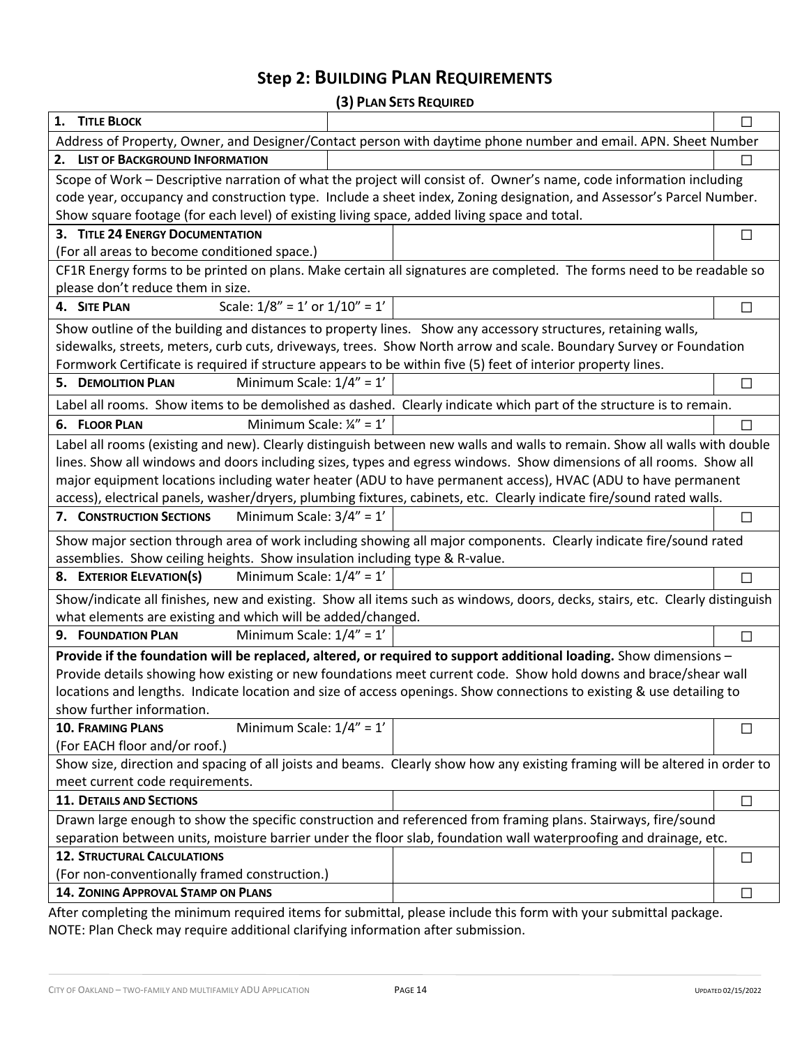# Step 2: Building Plan Requirements

**(3) Plan Sets Required**

| Item | | |
|---|---|---|
| **1. Title Block** | | ☐ |
| Address of Property, Owner, and Designer/Contact person with daytime phone number and email. APN. Sheet Number | | |
| **2. List of Background Information** | | ☐ |
| Scope of Work – Descriptive narration of what the project will consist of. Owner's name, code information including code year, occupancy and construction type. Include a sheet index, Zoning designation, and Assessor's Parcel Number. Show square footage (for each level) of existing living space, added living space and total. | | |
| **3. Title 24 Energy Documentation** (For all areas to become conditioned space.) | | ☐ |
| CF1R Energy forms to be printed on plans. Make certain all signatures are completed. The forms need to be readable so please don't reduce them in size. | | |
| **4. Site Plan** Scale: 1/8" = 1' or 1/10" = 1' | | ☐ |
| Show outline of the building and distances to property lines. Show any accessory structures, retaining walls, sidewalks, streets, meters, curb cuts, driveways, trees. Show North arrow and scale. Boundary Survey or Foundation Formwork Certificate is required if structure appears to be within five (5) feet of interior property lines. | | |
| **5. Demolition Plan** Minimum Scale: 1/4" = 1' | | ☐ |
| Label all rooms. Show items to be demolished as dashed. Clearly indicate which part of the structure is to remain. | | |
| **6. Floor Plan** Minimum Scale: ¼" = 1' | | ☐ |
| Label all rooms (existing and new). Clearly distinguish between new walls and walls to remain. Show all walls with double lines. Show all windows and doors including sizes, types and egress windows. Show dimensions of all rooms. Show all major equipment locations including water heater (ADU to have permanent access), HVAC (ADU to have permanent access), electrical panels, washer/dryers, plumbing fixtures, cabinets, etc. Clearly indicate fire/sound rated walls. | | |
| **7. Construction Sections** Minimum Scale: 3/4" = 1' | | ☐ |
| Show major section through area of work including showing all major components. Clearly indicate fire/sound rated assemblies. Show ceiling heights. Show insulation including type & R-value. | | |
| **8. Exterior Elevation(s)** Minimum Scale: 1/4" = 1' | | ☐ |
| Show/indicate all finishes, new and existing. Show all items such as windows, doors, decks, stairs, etc. Clearly distinguish what elements are existing and which will be added/changed. | | |
| **9. Foundation Plan** Minimum Scale: 1/4" = 1' | | ☐ |
| **Provide if the foundation will be replaced, altered, or required to support additional loading.** Show dimensions – Provide details showing how existing or new foundations meet current code. Show hold downs and brace/shear wall locations and lengths. Indicate location and size of access openings. Show connections to existing & use detailing to show further information. | | |
| **10. Framing Plans** Minimum Scale: 1/4" = 1' (For EACH floor and/or roof.) | | ☐ |
| Show size, direction and spacing of all joists and beams. Clearly show how any existing framing will be altered in order to meet current code requirements. | | |
| **11. Details and Sections** | | ☐ |
| Drawn large enough to show the specific construction and referenced from framing plans. Stairways, fire/sound separation between units, moisture barrier under the floor slab, foundation wall waterproofing and drainage, etc. | | |
| **12. Structural Calculations** (For non-conventionally framed construction.) | | ☐ |
| **14. Zoning Approval Stamp on Plans** | | ☐ |

After completing the minimum required items for submittal, please include this form with your submittal package.
NOTE: Plan Check may require additional clarifying information after submission.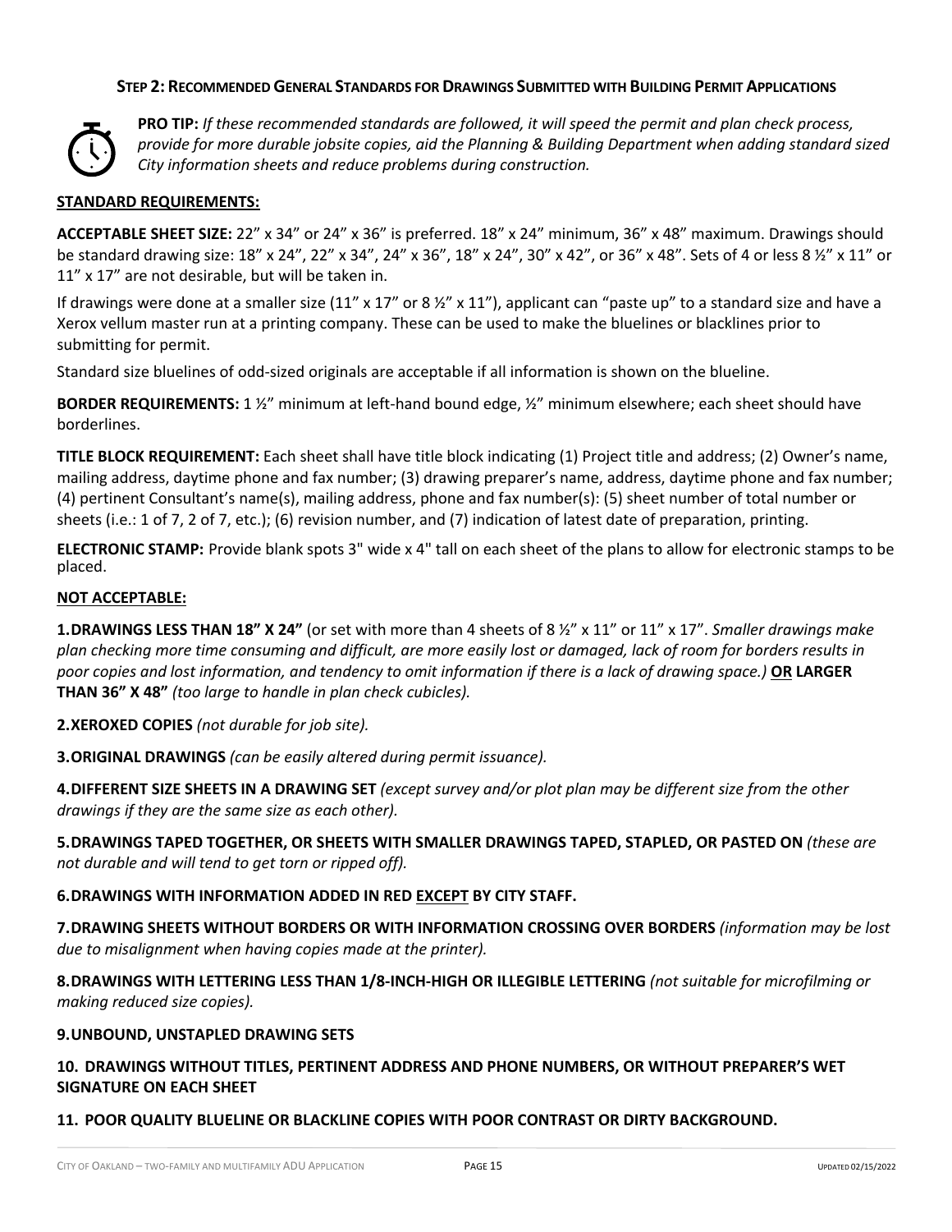## Step 2: Recommended General Standards for Drawings Submitted with Building Permit Applications

**PRO TIP:** *If these recommended standards are followed, it will speed the permit and plan check process, provide for more durable jobsite copies, aid the Planning & Building Department when adding standard sized City information sheets and reduce problems during construction.*

### STANDARD REQUIREMENTS:

**ACCEPTABLE SHEET SIZE:** 22" x 34" or 24" x 36" is preferred. 18" x 24" minimum, 36" x 48" maximum. Drawings should be standard drawing size: 18" x 24", 22" x 34", 24" x 36", 18" x 24", 30" x 42", or 36" x 48". Sets of 4 or less 8 ½" x 11" or 11" x 17" are not desirable, but will be taken in.

If drawings were done at a smaller size (11" x 17" or 8 ½" x 11"), applicant can "paste up" to a standard size and have a Xerox vellum master run at a printing company. These can be used to make the bluelines or blacklines prior to submitting for permit.

Standard size bluelines of odd-sized originals are acceptable if all information is shown on the blueline.

**BORDER REQUIREMENTS:** 1 ½" minimum at left-hand bound edge, ½" minimum elsewhere; each sheet should have borderlines.

**TITLE BLOCK REQUIREMENT:** Each sheet shall have title block indicating (1) Project title and address; (2) Owner's name, mailing address, daytime phone and fax number; (3) drawing preparer's name, address, daytime phone and fax number; (4) pertinent Consultant's name(s), mailing address, phone and fax number(s): (5) sheet number of total number or sheets (i.e.: 1 of 7, 2 of 7, etc.); (6) revision number, and (7) indication of latest date of preparation, printing.

**ELECTRONIC STAMP:** Provide blank spots 3" wide x 4" tall on each sheet of the plans to allow for electronic stamps to be placed.

### NOT ACCEPTABLE:

**1. DRAWINGS LESS THAN 18" X 24"** (or set with more than 4 sheets of 8 ½" x 11" or 11" x 17". *Smaller drawings make plan checking more time consuming and difficult, are more easily lost or damaged, lack of room for borders results in poor copies and lost information, and tendency to omit information if there is a lack of drawing space.)* **OR LARGER THAN 36" X 48"** *(too large to handle in plan check cubicles).*

**2. XEROXED COPIES** *(not durable for job site).*

**3. ORIGINAL DRAWINGS** *(can be easily altered during permit issuance).*

**4. DIFFERENT SIZE SHEETS IN A DRAWING SET** *(except survey and/or plot plan may be different size from the other drawings if they are the same size as each other).*

**5. DRAWINGS TAPED TOGETHER, OR SHEETS WITH SMALLER DRAWINGS TAPED, STAPLED, OR PASTED ON** *(these are not durable and will tend to get torn or ripped off).*

**6. DRAWINGS WITH INFORMATION ADDED IN RED EXCEPT BY CITY STAFF.**

**7. DRAWING SHEETS WITHOUT BORDERS OR WITH INFORMATION CROSSING OVER BORDERS** *(information may be lost due to misalignment when having copies made at the printer).*

**8. DRAWINGS WITH LETTERING LESS THAN 1/8-INCH-HIGH OR ILLEGIBLE LETTERING** *(not suitable for microfilming or making reduced size copies).*

**9. UNBOUND, UNSTAPLED DRAWING SETS**

**10. DRAWINGS WITHOUT TITLES, PERTINENT ADDRESS AND PHONE NUMBERS, OR WITHOUT PREPARER'S WET SIGNATURE ON EACH SHEET**

**11. POOR QUALITY BLUELINE OR BLACKLINE COPIES WITH POOR CONTRAST OR DIRTY BACKGROUND.**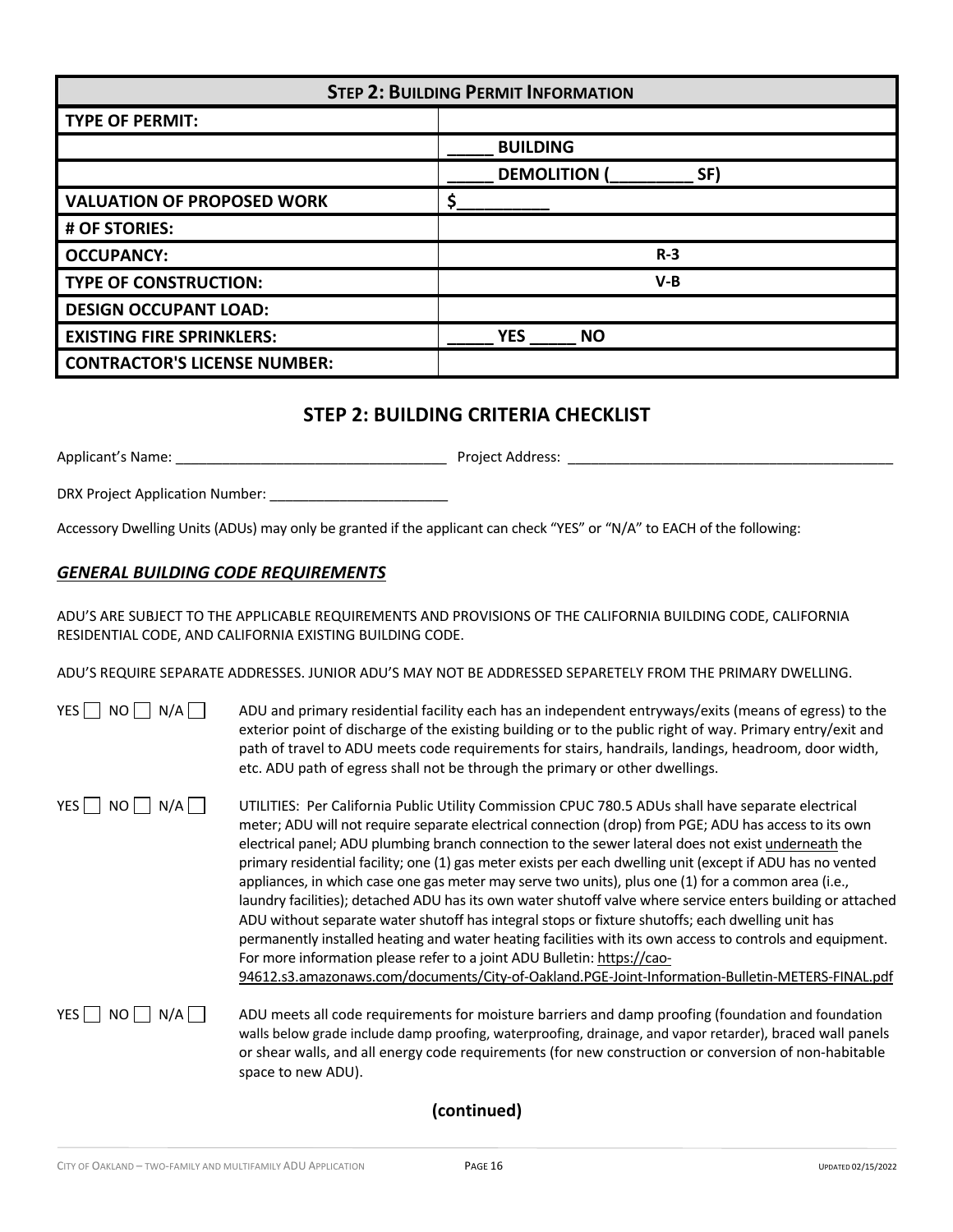| STEP 2: BUILDING PERMIT INFORMATION | |
|---|---|
| TYPE OF PERMIT: | |
| | _____ BUILDING |
| | _____ DEMOLITION (_________ SF) |
| VALUATION OF PROPOSED WORK | $__________ |
| # OF STORIES: | |
| OCCUPANCY: | R-3 |
| TYPE OF CONSTRUCTION: | V-B |
| DESIGN OCCUPANT LOAD: | |
| EXISTING FIRE SPRINKLERS: | _____ YES _____ NO |
| CONTRACTOR'S LICENSE NUMBER: | |

## STEP 2: BUILDING CRITERIA CHECKLIST

Applicant's Name: ___________________________________ Project Address: ____________________________________________

DRX Project Application Number: _______________________

Accessory Dwelling Units (ADUs) may only be granted if the applicant can check "YES" or "N/A" to EACH of the following:

### ***GENERAL BUILDING CODE REQUIREMENTS***

ADU'S ARE SUBJECT TO THE APPLICABLE REQUIREMENTS AND PROVISIONS OF THE CALIFORNIA BUILDING CODE, CALIFORNIA RESIDENTIAL CODE, AND CALIFORNIA EXISTING BUILDING CODE.

ADU'S REQUIRE SEPARATE ADDRESSES. JUNIOR ADU'S MAY NOT BE ADDRESSED SEPARETELY FROM THE PRIMARY DWELLING.

YES ☐ NO ☐ N/A ☐ ADU and primary residential facility each has an independent entryways/exits (means of egress) to the exterior point of discharge of the existing building or to the public right of way. Primary entry/exit and path of travel to ADU meets code requirements for stairs, handrails, landings, headroom, door width, etc. ADU path of egress shall not be through the primary or other dwellings.

YES ☐ NO ☐ N/A ☐ UTILITIES: Per California Public Utility Commission CPUC 780.5 ADUs shall have separate electrical meter; ADU will not require separate electrical connection (drop) from PGE; ADU has access to its own electrical panel; ADU plumbing branch connection to the sewer lateral does not exist underneath the primary residential facility; one (1) gas meter exists per each dwelling unit (except if ADU has no vented appliances, in which case one gas meter may serve two units), plus one (1) for a common area (i.e., laundry facilities); detached ADU has its own water shutoff valve where service enters building or attached ADU without separate water shutoff has integral stops or fixture shutoffs; each dwelling unit has permanently installed heating and water heating facilities with its own access to controls and equipment. For more information please refer to a joint ADU Bulletin: https://cao-94612.s3.amazonaws.com/documents/City-of-Oakland.PGE-Joint-Information-Bulletin-METERS-FINAL.pdf

YES ☐ NO ☐ N/A ☐ ADU meets all code requirements for moisture barriers and damp proofing (foundation and foundation walls below grade include damp proofing, waterproofing, drainage, and vapor retarder), braced wall panels or shear walls, and all energy code requirements (for new construction or conversion of non-habitable space to new ADU).

**(continued)**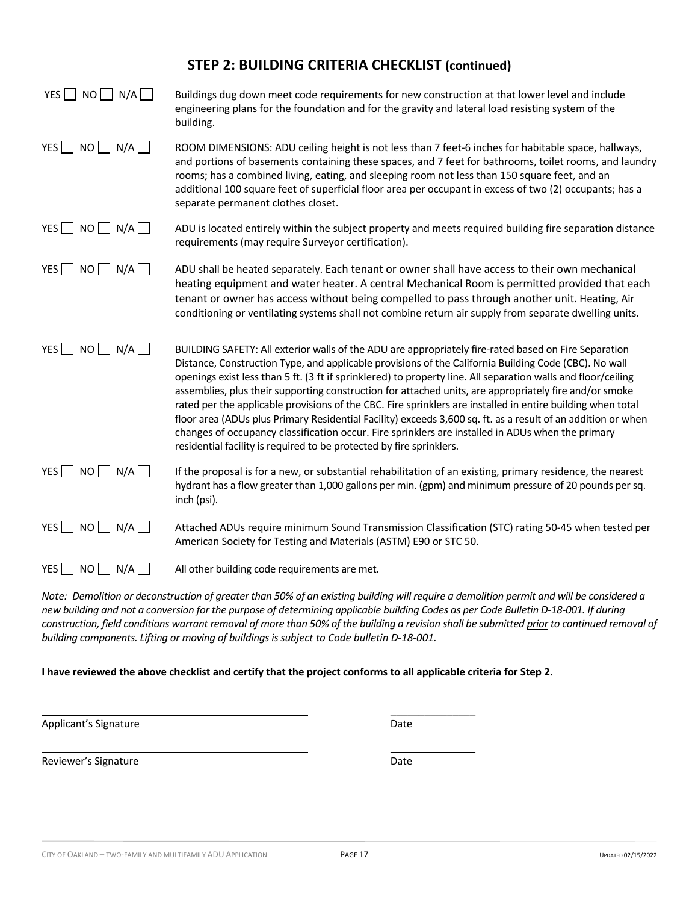## STEP 2: BUILDING CRITERIA CHECKLIST (continued)

| | |
|---|---|
| YES ☐ NO ☐ N/A ☐ | Buildings dug down meet code requirements for new construction at that lower level and include engineering plans for the foundation and for the gravity and lateral load resisting system of the building. |
| YES ☐ NO ☐ N/A ☐ | ROOM DIMENSIONS: ADU ceiling height is not less than 7 feet-6 inches for habitable space, hallways, and portions of basements containing these spaces, and 7 feet for bathrooms, toilet rooms, and laundry rooms; has a combined living, eating, and sleeping room not less than 150 square feet, and an additional 100 square feet of superficial floor area per occupant in excess of two (2) occupants; has a separate permanent clothes closet. |
| YES ☐ NO ☐ N/A ☐ | ADU is located entirely within the subject property and meets required building fire separation distance requirements (may require Surveyor certification). |
| YES ☐ NO ☐ N/A ☐ | ADU shall be heated separately. Each tenant or owner shall have access to their own mechanical heating equipment and water heater. A central Mechanical Room is permitted provided that each tenant or owner has access without being compelled to pass through another unit. Heating, Air conditioning or ventilating systems shall not combine return air supply from separate dwelling units. |
| YES ☐ NO ☐ N/A ☐ | BUILDING SAFETY: All exterior walls of the ADU are appropriately fire-rated based on Fire Separation Distance, Construction Type, and applicable provisions of the California Building Code (CBC). No wall openings exist less than 5 ft. (3 ft if sprinklered) to property line. All separation walls and floor/ceiling assemblies, plus their supporting construction for attached units, are appropriately fire and/or smoke rated per the applicable provisions of the CBC. Fire sprinklers are installed in entire building when total floor area (ADUs plus Primary Residential Facility) exceeds 3,600 sq. ft. as a result of an addition or when changes of occupancy classification occur. Fire sprinklers are installed in ADUs when the primary residential facility is required to be protected by fire sprinklers. |
| YES ☐ NO ☐ N/A ☐ | If the proposal is for a new, or substantial rehabilitation of an existing, primary residence, the nearest hydrant has a flow greater than 1,000 gallons per min. (gpm) and minimum pressure of 20 pounds per sq. inch (psi). |
| YES ☐ NO ☐ N/A ☐ | Attached ADUs require minimum Sound Transmission Classification (STC) rating 50-45 when tested per American Society for Testing and Materials (ASTM) E90 or STC 50. |
| YES ☐ NO ☐ N/A ☐ | All other building code requirements are met. |

*Note: Demolition or deconstruction of greater than 50% of an existing building will require a demolition permit and will be considered a new building and not a conversion for the purpose of determining applicable building Codes as per Code Bulletin D-18-001. If during construction, field conditions warrant removal of more than 50% of the building a revision shall be submitted prior to continued removal of building components. Lifting or moving of buildings is subject to Code bulletin D-18-001.*

**I have reviewed the above checklist and certify that the project conforms to all applicable criteria for Step 2.**

______________________________ ______________

Applicant's Signature Date

______________________________ ______________

Reviewer's Signature Date